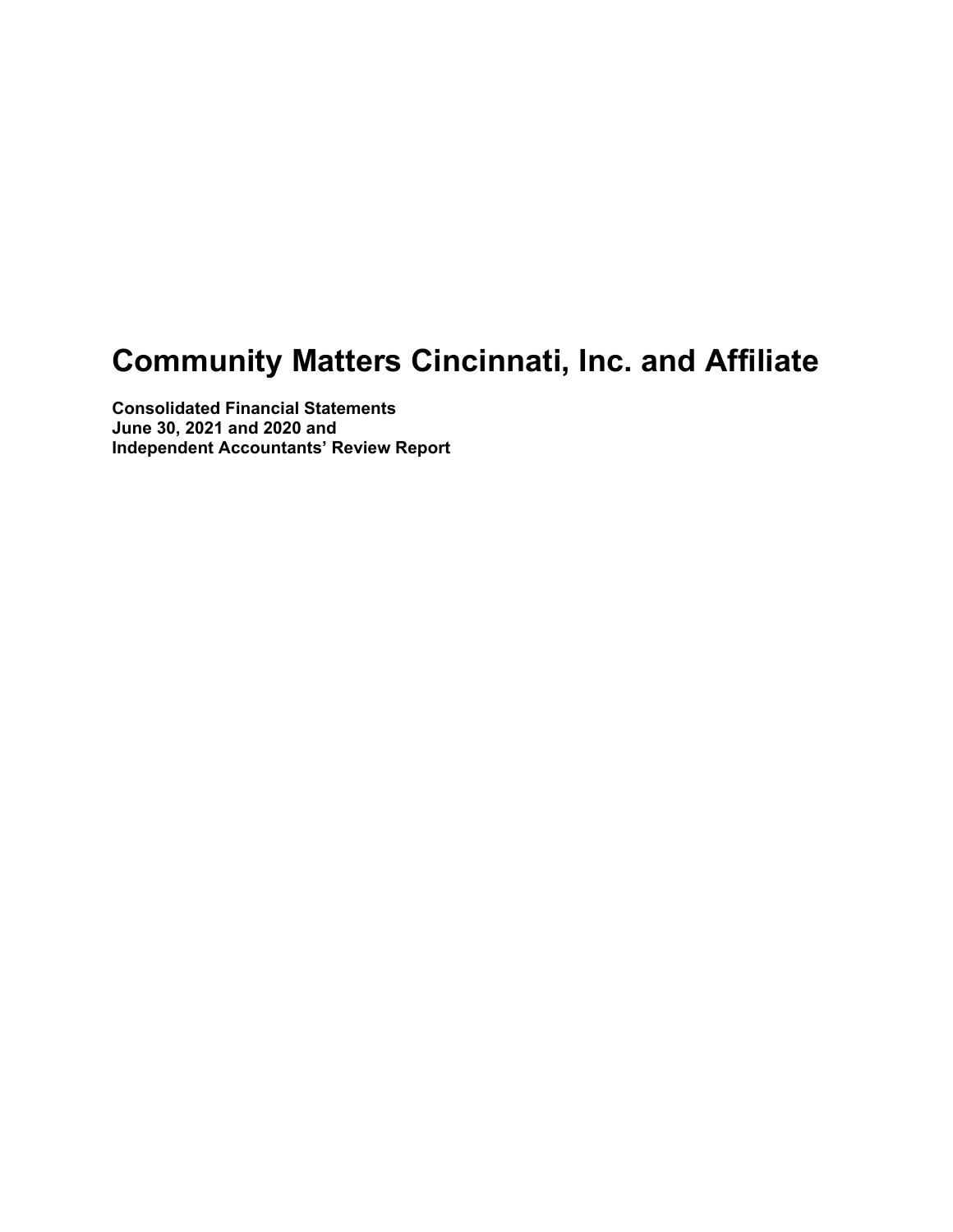# Community Matters Cincinnati, Inc. and Affiliate

**Consolidated Financial Statements**
**June 30, 2021 and 2020 and**
**Independent Accountants' Review Report**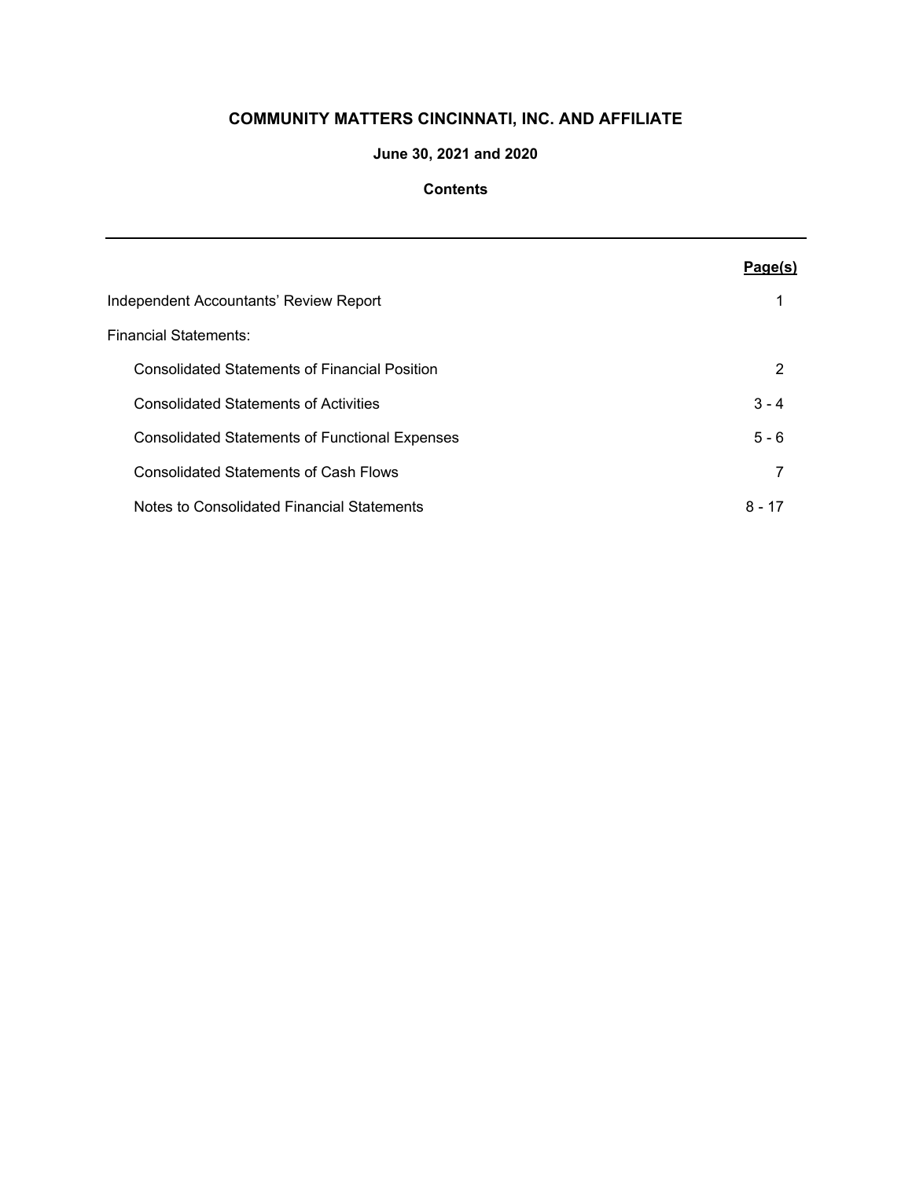# COMMUNITY MATTERS CINCINNATI, INC. AND AFFILIATE

## June 30, 2021 and 2020

## Contents

| | Page(s) |
|---|---|
| Independent Accountants' Review Report | 1 |
| Financial Statements: | |
| Consolidated Statements of Financial Position | 2 |
| Consolidated Statements of Activities | 3 - 4 |
| Consolidated Statements of Functional Expenses | 5 - 6 |
| Consolidated Statements of Cash Flows | 7 |
| Notes to Consolidated Financial Statements | 8 - 17 |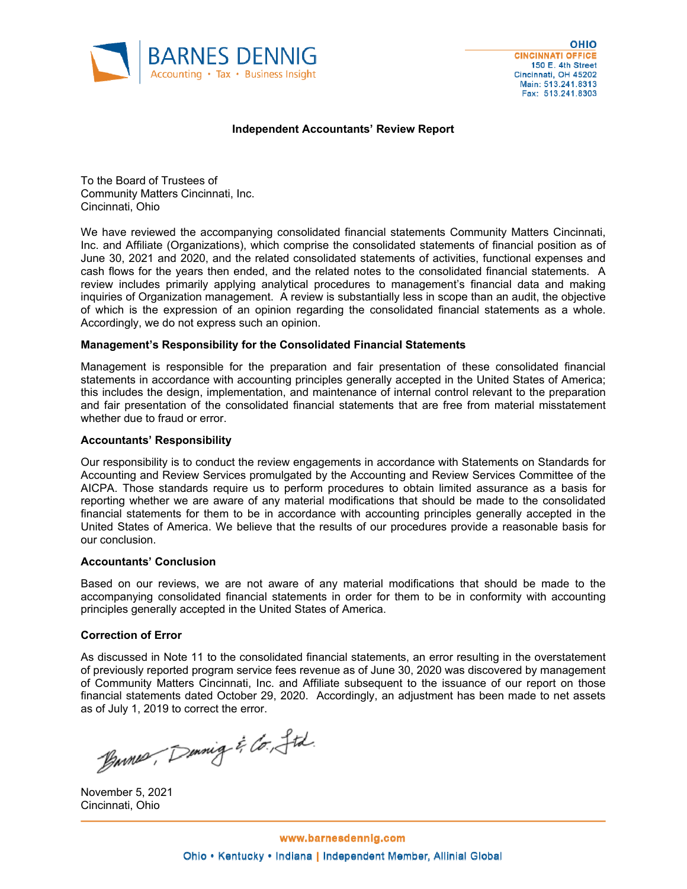BARNES DENNIG
Accounting • Tax • Business Insight

OHIO
CINCINNATI OFFICE
150 E. 4th Street
Cincinnati, OH 45202
Main: 513.241.8313
Fax: 513.241.8303

**Independent Accountants' Review Report**

To the Board of Trustees of
Community Matters Cincinnati, Inc.
Cincinnati, Ohio

We have reviewed the accompanying consolidated financial statements Community Matters Cincinnati, Inc. and Affiliate (Organizations), which comprise the consolidated statements of financial position as of June 30, 2021 and 2020, and the related consolidated statements of activities, functional expenses and cash flows for the years then ended, and the related notes to the consolidated financial statements. A review includes primarily applying analytical procedures to management's financial data and making inquiries of Organization management. A review is substantially less in scope than an audit, the objective of which is the expression of an opinion regarding the consolidated financial statements as a whole. Accordingly, we do not express such an opinion.

**Management's Responsibility for the Consolidated Financial Statements**

Management is responsible for the preparation and fair presentation of these consolidated financial statements in accordance with accounting principles generally accepted in the United States of America; this includes the design, implementation, and maintenance of internal control relevant to the preparation and fair presentation of the consolidated financial statements that are free from material misstatement whether due to fraud or error.

**Accountants' Responsibility**

Our responsibility is to conduct the review engagements in accordance with Statements on Standards for Accounting and Review Services promulgated by the Accounting and Review Services Committee of the AICPA. Those standards require us to perform procedures to obtain limited assurance as a basis for reporting whether we are aware of any material modifications that should be made to the consolidated financial statements for them to be in accordance with accounting principles generally accepted in the United States of America. We believe that the results of our procedures provide a reasonable basis for our conclusion.

**Accountants' Conclusion**

Based on our reviews, we are not aware of any material modifications that should be made to the accompanying consolidated financial statements in order for them to be in conformity with accounting principles generally accepted in the United States of America.

**Correction of Error**

As discussed in Note 11 to the consolidated financial statements, an error resulting in the overstatement of previously reported program service fees revenue as of June 30, 2020 was discovered by management of Community Matters Cincinnati, Inc. and Affiliate subsequent to the issuance of our report on those financial statements dated October 29, 2020. Accordingly, an adjustment has been made to net assets as of July 1, 2019 to correct the error.

Barnes, Dennig & Co., Ltd.

November 5, 2021
Cincinnati, Ohio

www.barnesdennig.com

Ohio • Kentucky • Indiana | Independent Member, Allinial Global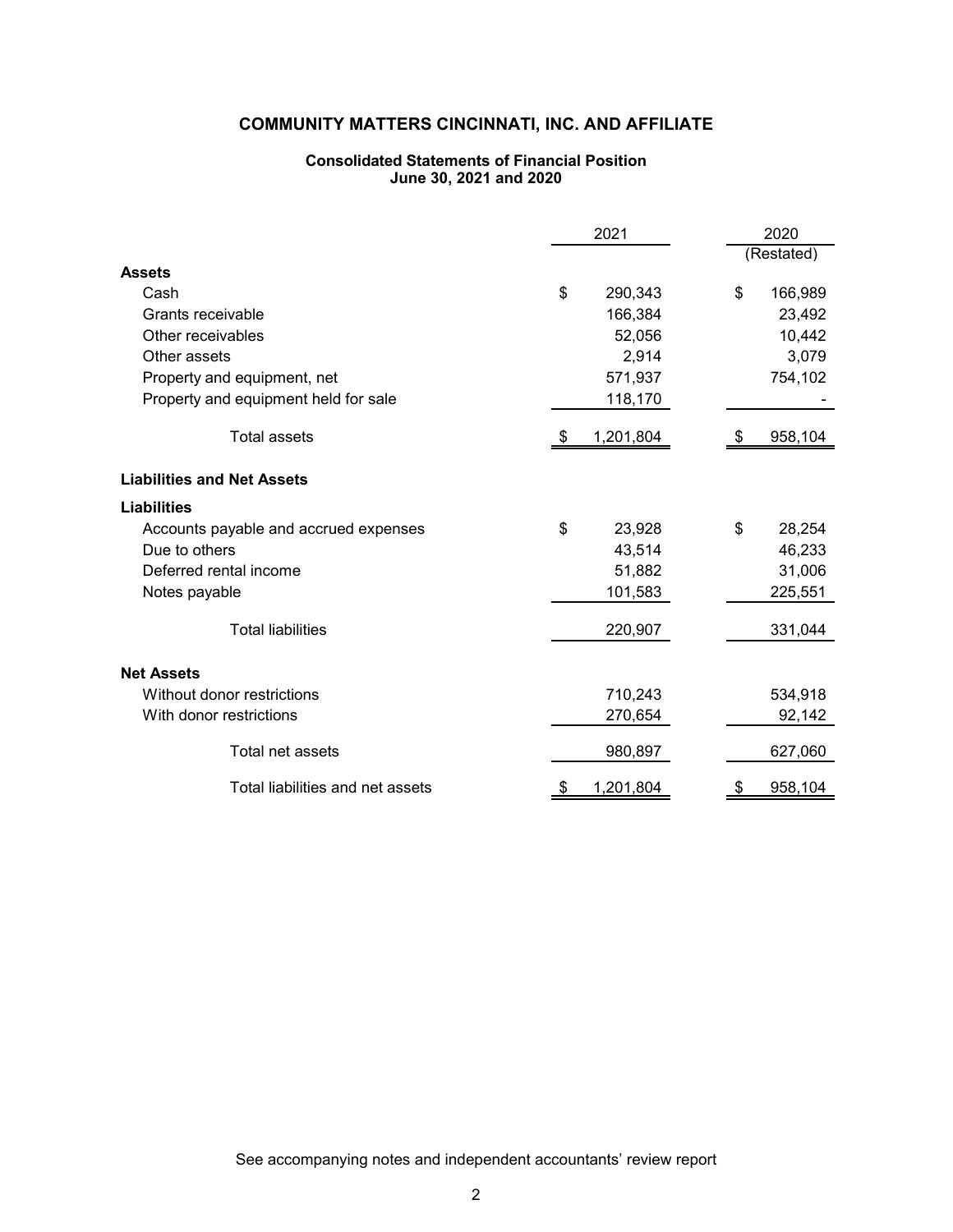# COMMUNITY MATTERS CINCINNATI, INC. AND AFFILIATE

## Consolidated Statements of Financial Position
### June 30, 2021 and 2020

| | 2021 | 2020 (Restated) |
|---|---|---|
| **Assets** | | |
| Cash | $ 290,343 | $ 166,989 |
| Grants receivable | 166,384 | 23,492 |
| Other receivables | 52,056 | 10,442 |
| Other assets | 2,914 | 3,079 |
| Property and equipment, net | 571,937 | 754,102 |
| Property and equipment held for sale | 118,170 | - |
| Total assets | $ 1,201,804 | $ 958,104 |
| **Liabilities and Net Assets** | | |
| **Liabilities** | | |
| Accounts payable and accrued expenses | $ 23,928 | $ 28,254 |
| Due to others | 43,514 | 46,233 |
| Deferred rental income | 51,882 | 31,006 |
| Notes payable | 101,583 | 225,551 |
| Total liabilities | 220,907 | 331,044 |
| **Net Assets** | | |
| Without donor restrictions | 710,243 | 534,918 |
| With donor restrictions | 270,654 | 92,142 |
| Total net assets | 980,897 | 627,060 |
| Total liabilities and net assets | $ 1,201,804 | $ 958,104 |

See accompanying notes and independent accountants' review report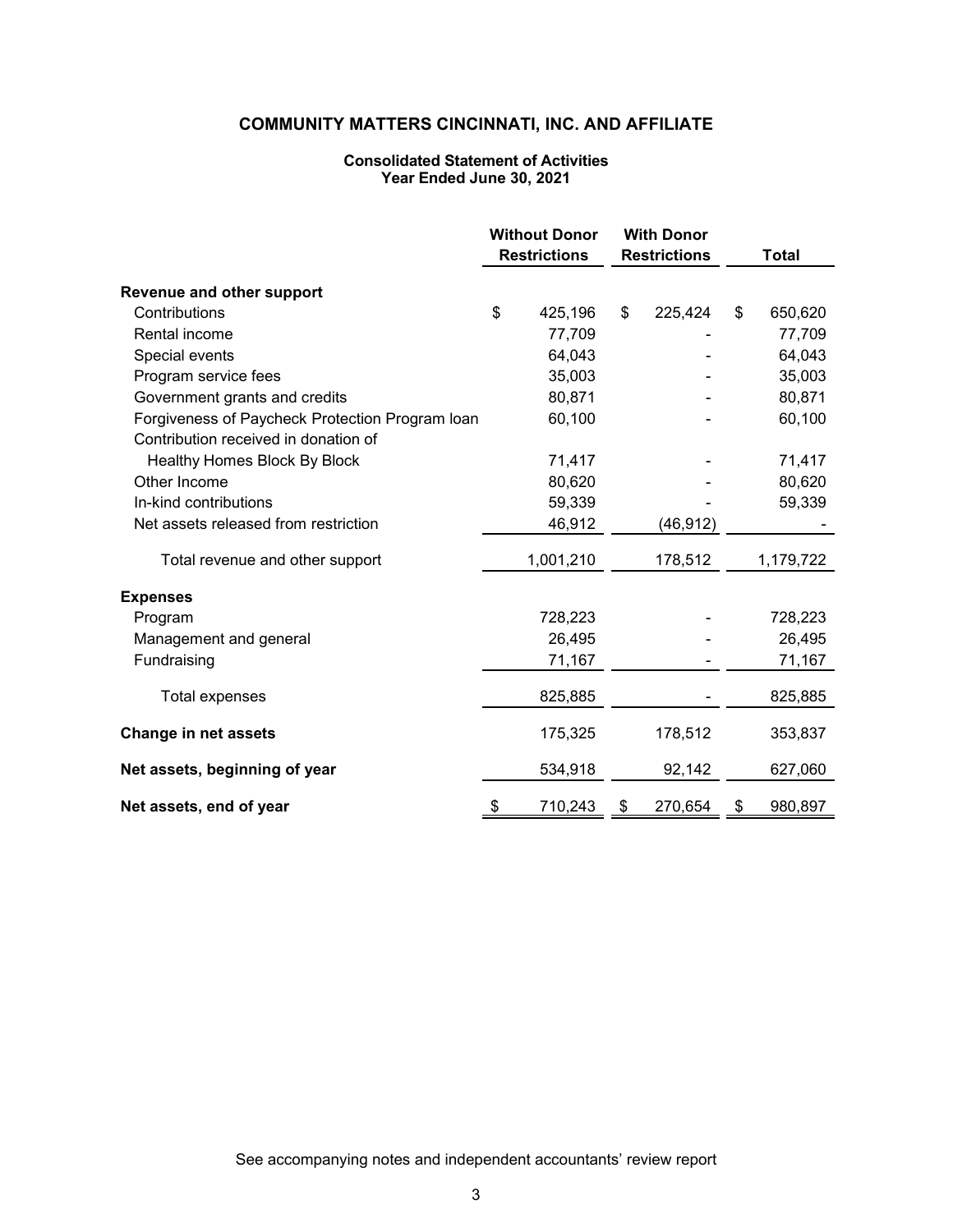# COMMUNITY MATTERS CINCINNATI, INC. AND AFFILIATE

**Consolidated Statement of Activities**
**Year Ended June 30, 2021**

| | Without Donor Restrictions | With Donor Restrictions | Total |
|---|---|---|---|
| **Revenue and other support** | | | |
| Contributions | $ 425,196 | $ 225,424 | $ 650,620 |
| Rental income | 77,709 | - | 77,709 |
| Special events | 64,043 | - | 64,043 |
| Program service fees | 35,003 | - | 35,003 |
| Government grants and credits | 80,871 | - | 80,871 |
| Forgiveness of Paycheck Protection Program loan | 60,100 | - | 60,100 |
| Contribution received in donation of Healthy Homes Block By Block | 71,417 | - | 71,417 |
| Other Income | 80,620 | - | 80,620 |
| In-kind contributions | 59,339 | - | 59,339 |
| Net assets released from restriction | 46,912 | (46,912) | - |
| Total revenue and other support | 1,001,210 | 178,512 | 1,179,722 |
| **Expenses** | | | |
| Program | 728,223 | - | 728,223 |
| Management and general | 26,495 | - | 26,495 |
| Fundraising | 71,167 | - | 71,167 |
| Total expenses | 825,885 | - | 825,885 |
| **Change in net assets** | 175,325 | 178,512 | 353,837 |
| **Net assets, beginning of year** | 534,918 | 92,142 | 627,060 |
| **Net assets, end of year** | $ 710,243 | $ 270,654 | $ 980,897 |

See accompanying notes and independent accountants' review report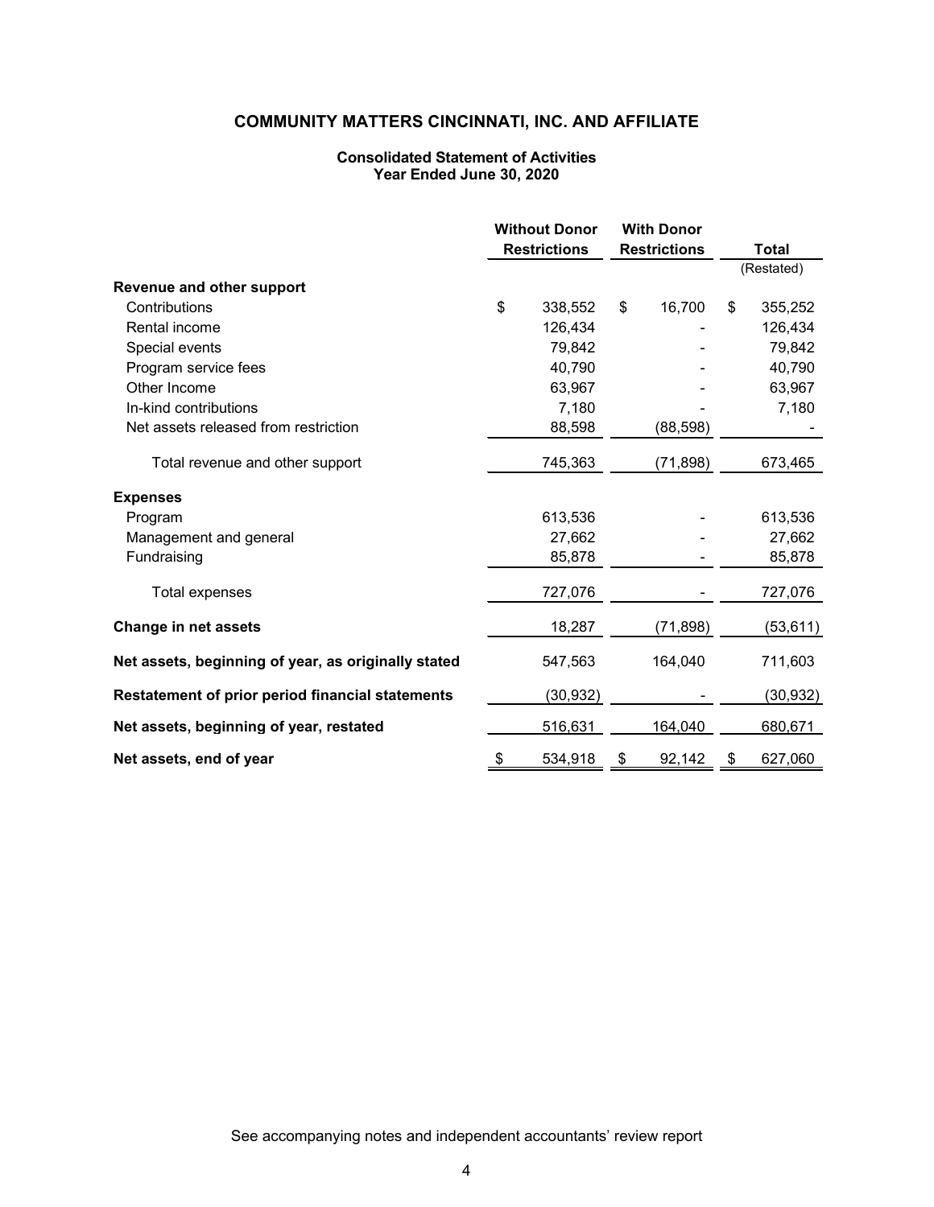# COMMUNITY MATTERS CINCINNATI, INC. AND AFFILIATE

## Consolidated Statement of Activities
## Year Ended June 30, 2020

| | Without Donor Restrictions | With Donor Restrictions | Total (Restated) |
|---|---|---|---|
| **Revenue and other support** | | | |
| Contributions | $ 338,552 | $ 16,700 | $ 355,252 |
| Rental income | 126,434 | - | 126,434 |
| Special events | 79,842 | - | 79,842 |
| Program service fees | 40,790 | - | 40,790 |
| Other Income | 63,967 | - | 63,967 |
| In-kind contributions | 7,180 | - | 7,180 |
| Net assets released from restriction | 88,598 | (88,598) | - |
| Total revenue and other support | 745,363 | (71,898) | 673,465 |
| **Expenses** | | | |
| Program | 613,536 | - | 613,536 |
| Management and general | 27,662 | - | 27,662 |
| Fundraising | 85,878 | - | 85,878 |
| Total expenses | 727,076 | - | 727,076 |
| **Change in net assets** | 18,287 | (71,898) | (53,611) |
| **Net assets, beginning of year, as originally stated** | 547,563 | 164,040 | 711,603 |
| **Restatement of prior period financial statements** | (30,932) | - | (30,932) |
| **Net assets, beginning of year, restated** | 516,631 | 164,040 | 680,671 |
| **Net assets, end of year** | $ 534,918 | $ 92,142 | $ 627,060 |

See accompanying notes and independent accountants' review report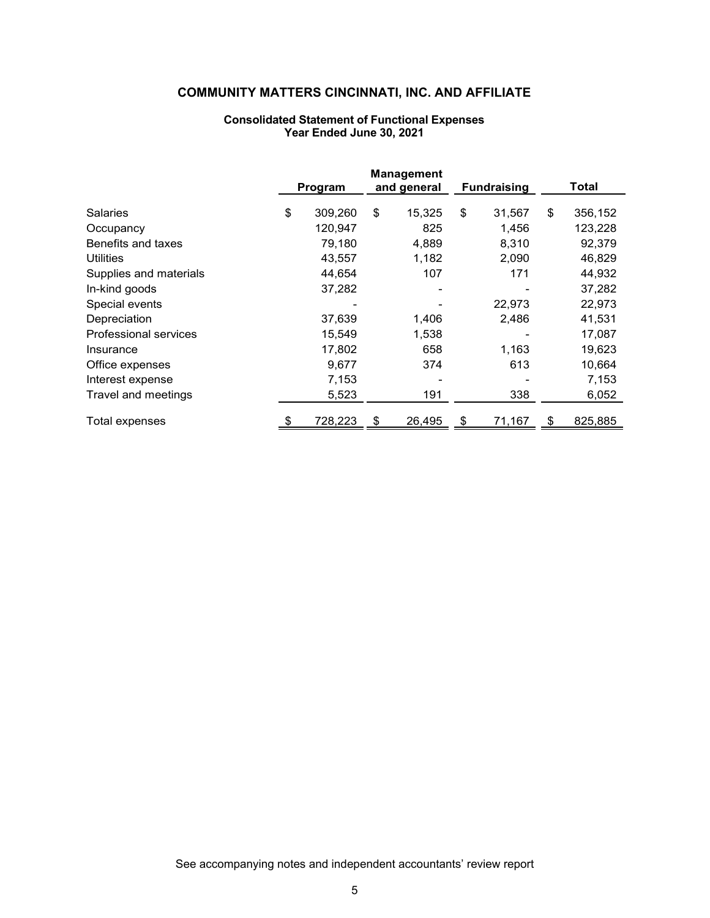# COMMUNITY MATTERS CINCINNATI, INC. AND AFFILIATE

## Consolidated Statement of Functional Expenses
### Year Ended June 30, 2021

| | Program | Management and general | Fundraising | Total |
|---|---|---|---|---|
| Salaries | $ 309,260 | $ 15,325 | $ 31,567 | $ 356,152 |
| Occupancy | 120,947 | 825 | 1,456 | 123,228 |
| Benefits and taxes | 79,180 | 4,889 | 8,310 | 92,379 |
| Utilities | 43,557 | 1,182 | 2,090 | 46,829 |
| Supplies and materials | 44,654 | 107 | 171 | 44,932 |
| In-kind goods | 37,282 | - | - | 37,282 |
| Special events | - | - | 22,973 | 22,973 |
| Depreciation | 37,639 | 1,406 | 2,486 | 41,531 |
| Professional services | 15,549 | 1,538 | - | 17,087 |
| Insurance | 17,802 | 658 | 1,163 | 19,623 |
| Office expenses | 9,677 | 374 | 613 | 10,664 |
| Interest expense | 7,153 | - | - | 7,153 |
| Travel and meetings | 5,523 | 191 | 338 | 6,052 |
| Total expenses | $ 728,223 | $ 26,495 | $ 71,167 | $ 825,885 |

See accompanying notes and independent accountants' review report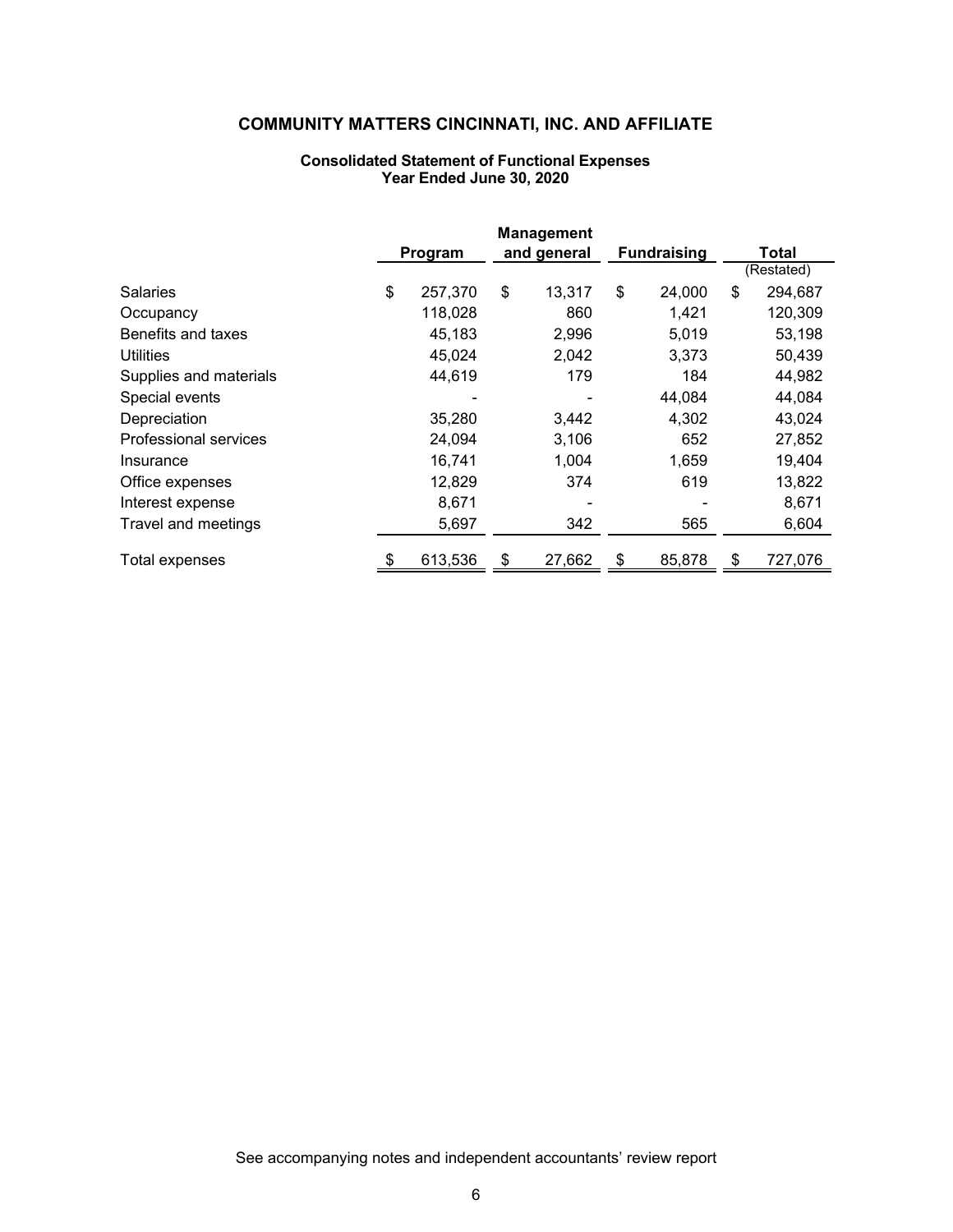# COMMUNITY MATTERS CINCINNATI, INC. AND AFFILIATE

## Consolidated Statement of Functional Expenses
### Year Ended June 30, 2020

| | Program | Management and general | Fundraising | Total (Restated) |
|---|---|---|---|---|
| Salaries | $ 257,370 | $ 13,317 | $ 24,000 | $ 294,687 |
| Occupancy | 118,028 | 860 | 1,421 | 120,309 |
| Benefits and taxes | 45,183 | 2,996 | 5,019 | 53,198 |
| Utilities | 45,024 | 2,042 | 3,373 | 50,439 |
| Supplies and materials | 44,619 | 179 | 184 | 44,982 |
| Special events | - | - | 44,084 | 44,084 |
| Depreciation | 35,280 | 3,442 | 4,302 | 43,024 |
| Professional services | 24,094 | 3,106 | 652 | 27,852 |
| Insurance | 16,741 | 1,004 | 1,659 | 19,404 |
| Office expenses | 12,829 | 374 | 619 | 13,822 |
| Interest expense | 8,671 | - | - | 8,671 |
| Travel and meetings | 5,697 | 342 | 565 | 6,604 |
| Total expenses | $ 613,536 | $ 27,662 | $ 85,878 | $ 727,076 |

See accompanying notes and independent accountants' review report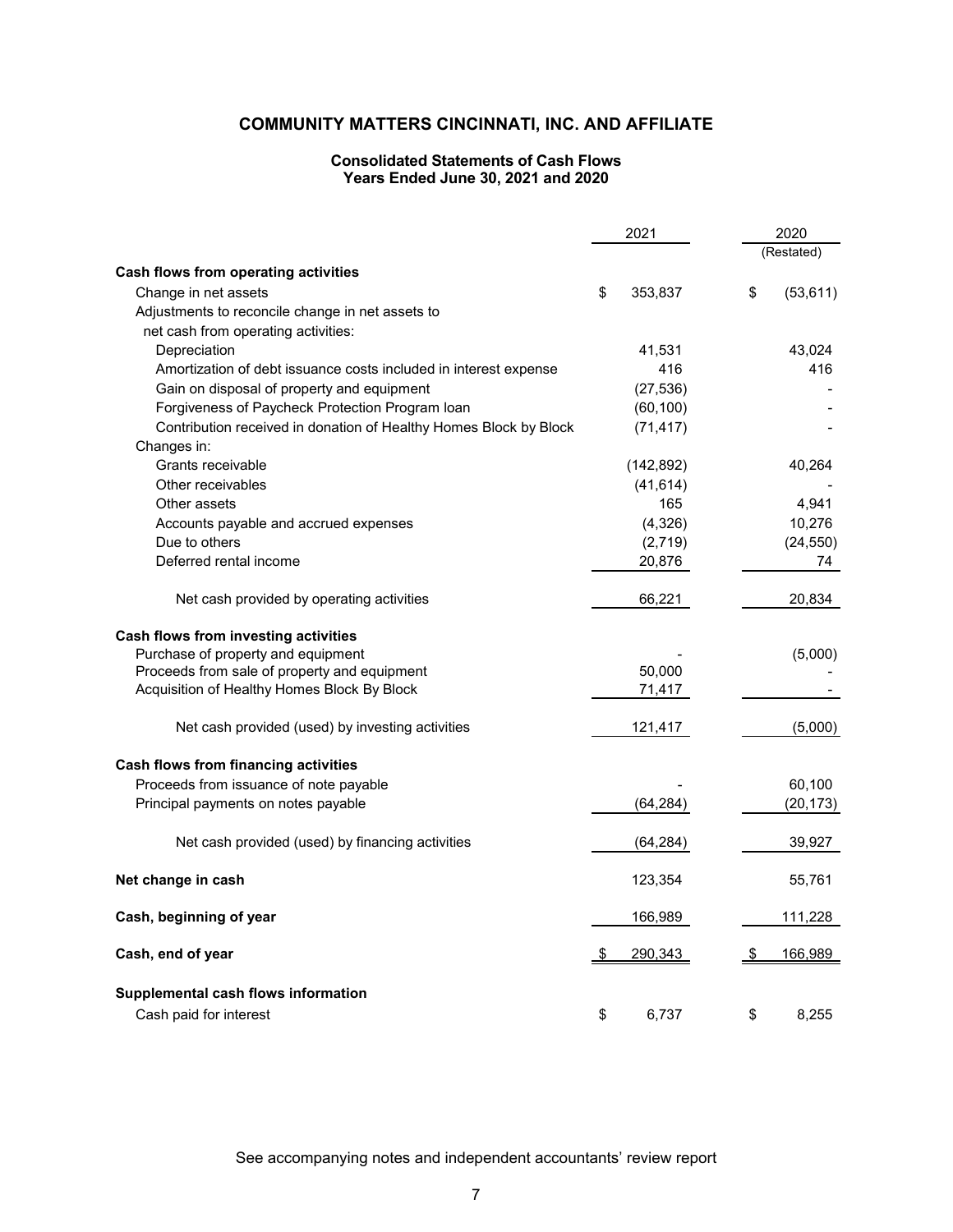# COMMUNITY MATTERS CINCINNATI, INC. AND AFFILIATE

## Consolidated Statements of Cash Flows
### Years Ended June 30, 2021 and 2020

| | 2021 | 2020 (Restated) |
|---|---|---|
| **Cash flows from operating activities** | | |
| Change in net assets | $ 353,837 | $ (53,611) |
| Adjustments to reconcile change in net assets to net cash from operating activities: | | |
| Depreciation | 41,531 | 43,024 |
| Amortization of debt issuance costs included in interest expense | 416 | 416 |
| Gain on disposal of property and equipment | (27,536) | - |
| Forgiveness of Paycheck Protection Program loan | (60,100) | - |
| Contribution received in donation of Healthy Homes Block by Block | (71,417) | - |
| Changes in: | | |
| Grants receivable | (142,892) | 40,264 |
| Other receivables | (41,614) | - |
| Other assets | 165 | 4,941 |
| Accounts payable and accrued expenses | (4,326) | 10,276 |
| Due to others | (2,719) | (24,550) |
| Deferred rental income | 20,876 | 74 |
| Net cash provided by operating activities | 66,221 | 20,834 |
| **Cash flows from investing activities** | | |
| Purchase of property and equipment | - | (5,000) |
| Proceeds from sale of property and equipment | 50,000 | - |
| Acquisition of Healthy Homes Block By Block | 71,417 | - |
| Net cash provided (used) by investing activities | 121,417 | (5,000) |
| **Cash flows from financing activities** | | |
| Proceeds from issuance of note payable | - | 60,100 |
| Principal payments on notes payable | (64,284) | (20,173) |
| Net cash provided (used) by financing activities | (64,284) | 39,927 |
| **Net change in cash** | 123,354 | 55,761 |
| **Cash, beginning of year** | 166,989 | 111,228 |
| **Cash, end of year** | $ 290,343 | $ 166,989 |
| **Supplemental cash flows information** | | |
| Cash paid for interest | $ 6,737 | $ 8,255 |

See accompanying notes and independent accountants' review report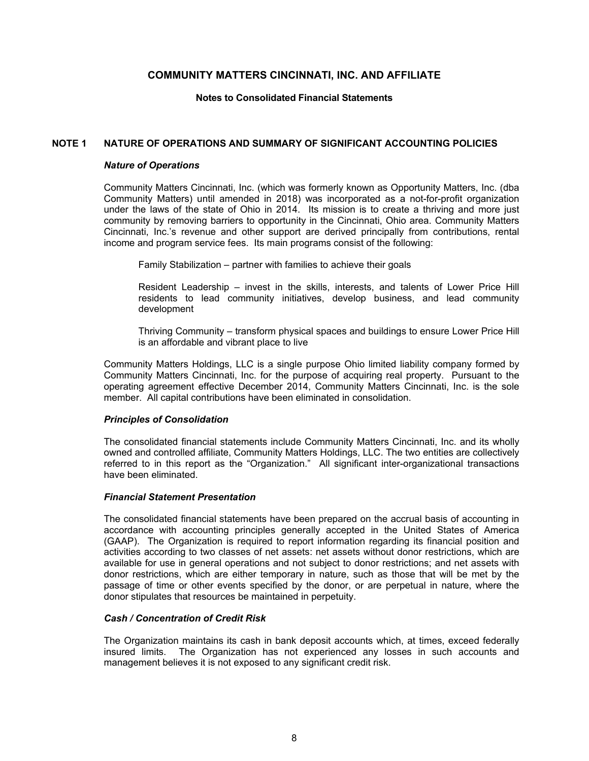# COMMUNITY MATTERS CINCINNATI, INC. AND AFFILIATE

**Notes to Consolidated Financial Statements**

## NOTE 1 NATURE OF OPERATIONS AND SUMMARY OF SIGNIFICANT ACCOUNTING POLICIES

### *Nature of Operations*

Community Matters Cincinnati, Inc. (which was formerly known as Opportunity Matters, Inc. (dba Community Matters) until amended in 2018) was incorporated as a not-for-profit organization under the laws of the state of Ohio in 2014. Its mission is to create a thriving and more just community by removing barriers to opportunity in the Cincinnati, Ohio area. Community Matters Cincinnati, Inc.'s revenue and other support are derived principally from contributions, rental income and program service fees. Its main programs consist of the following:

Family Stabilization – partner with families to achieve their goals

Resident Leadership – invest in the skills, interests, and talents of Lower Price Hill residents to lead community initiatives, develop business, and lead community development

Thriving Community – transform physical spaces and buildings to ensure Lower Price Hill is an affordable and vibrant place to live

Community Matters Holdings, LLC is a single purpose Ohio limited liability company formed by Community Matters Cincinnati, Inc. for the purpose of acquiring real property. Pursuant to the operating agreement effective December 2014, Community Matters Cincinnati, Inc. is the sole member. All capital contributions have been eliminated in consolidation.

### *Principles of Consolidation*

The consolidated financial statements include Community Matters Cincinnati, Inc. and its wholly owned and controlled affiliate, Community Matters Holdings, LLC. The two entities are collectively referred to in this report as the "Organization." All significant inter-organizational transactions have been eliminated.

### *Financial Statement Presentation*

The consolidated financial statements have been prepared on the accrual basis of accounting in accordance with accounting principles generally accepted in the United States of America (GAAP). The Organization is required to report information regarding its financial position and activities according to two classes of net assets: net assets without donor restrictions, which are available for use in general operations and not subject to donor restrictions; and net assets with donor restrictions, which are either temporary in nature, such as those that will be met by the passage of time or other events specified by the donor, or are perpetual in nature, where the donor stipulates that resources be maintained in perpetuity.

### *Cash / Concentration of Credit Risk*

The Organization maintains its cash in bank deposit accounts which, at times, exceed federally insured limits. The Organization has not experienced any losses in such accounts and management believes it is not exposed to any significant credit risk.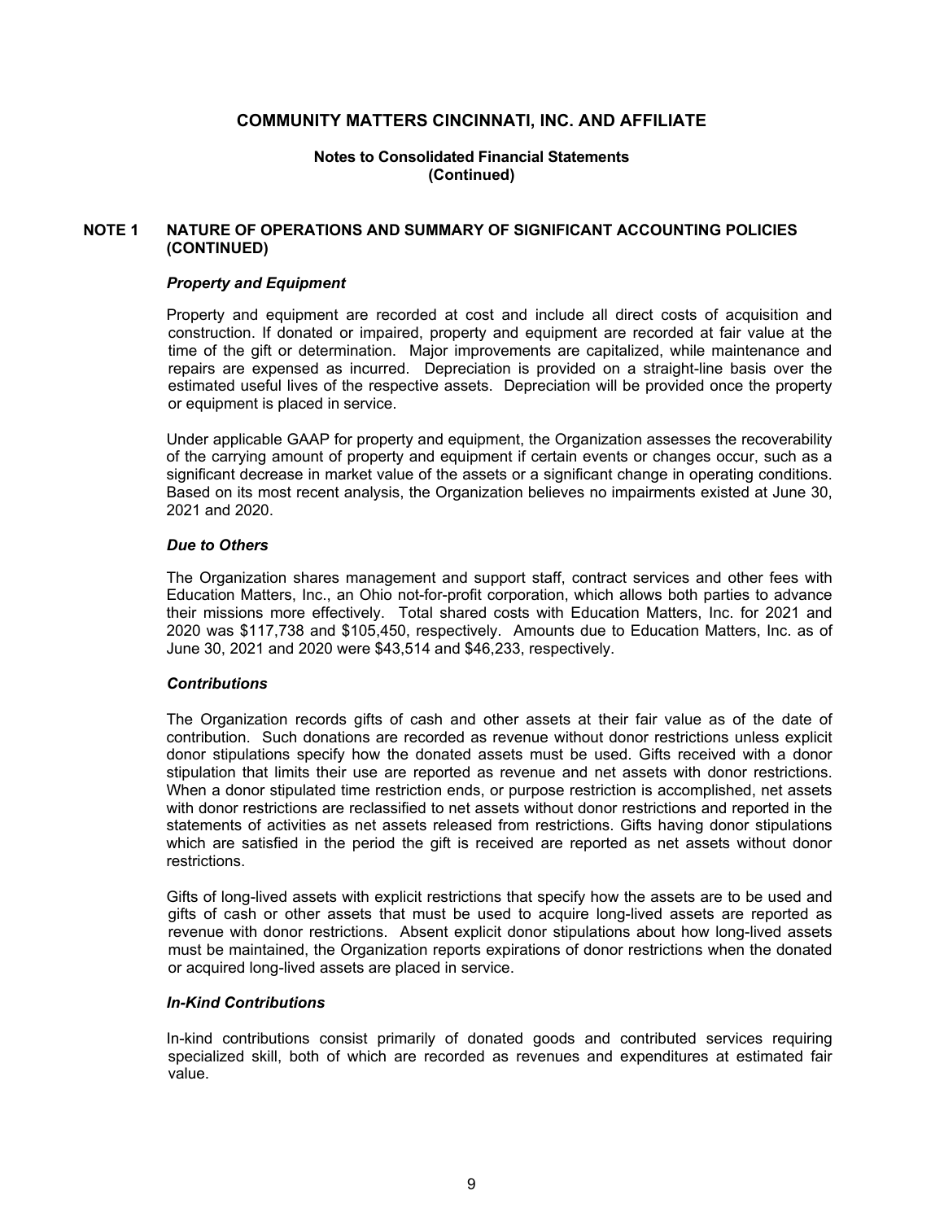# COMMUNITY MATTERS CINCINNATI, INC. AND AFFILIATE

**Notes to Consolidated Financial Statements**
**(Continued)**

## NOTE 1 NATURE OF OPERATIONS AND SUMMARY OF SIGNIFICANT ACCOUNTING POLICIES (CONTINUED)

### *Property and Equipment*

Property and equipment are recorded at cost and include all direct costs of acquisition and construction. If donated or impaired, property and equipment are recorded at fair value at the time of the gift or determination. Major improvements are capitalized, while maintenance and repairs are expensed as incurred. Depreciation is provided on a straight-line basis over the estimated useful lives of the respective assets. Depreciation will be provided once the property or equipment is placed in service.

Under applicable GAAP for property and equipment, the Organization assesses the recoverability of the carrying amount of property and equipment if certain events or changes occur, such as a significant decrease in market value of the assets or a significant change in operating conditions. Based on its most recent analysis, the Organization believes no impairments existed at June 30, 2021 and 2020.

### *Due to Others*

The Organization shares management and support staff, contract services and other fees with Education Matters, Inc., an Ohio not-for-profit corporation, which allows both parties to advance their missions more effectively. Total shared costs with Education Matters, Inc. for 2021 and 2020 was $117,738 and $105,450, respectively. Amounts due to Education Matters, Inc. as of June 30, 2021 and 2020 were $43,514 and $46,233, respectively.

### *Contributions*

The Organization records gifts of cash and other assets at their fair value as of the date of contribution. Such donations are recorded as revenue without donor restrictions unless explicit donor stipulations specify how the donated assets must be used. Gifts received with a donor stipulation that limits their use are reported as revenue and net assets with donor restrictions. When a donor stipulated time restriction ends, or purpose restriction is accomplished, net assets with donor restrictions are reclassified to net assets without donor restrictions and reported in the statements of activities as net assets released from restrictions. Gifts having donor stipulations which are satisfied in the period the gift is received are reported as net assets without donor restrictions.

Gifts of long-lived assets with explicit restrictions that specify how the assets are to be used and gifts of cash or other assets that must be used to acquire long-lived assets are reported as revenue with donor restrictions. Absent explicit donor stipulations about how long-lived assets must be maintained, the Organization reports expirations of donor restrictions when the donated or acquired long-lived assets are placed in service.

### *In-Kind Contributions*

In-kind contributions consist primarily of donated goods and contributed services requiring specialized skill, both of which are recorded as revenues and expenditures at estimated fair value.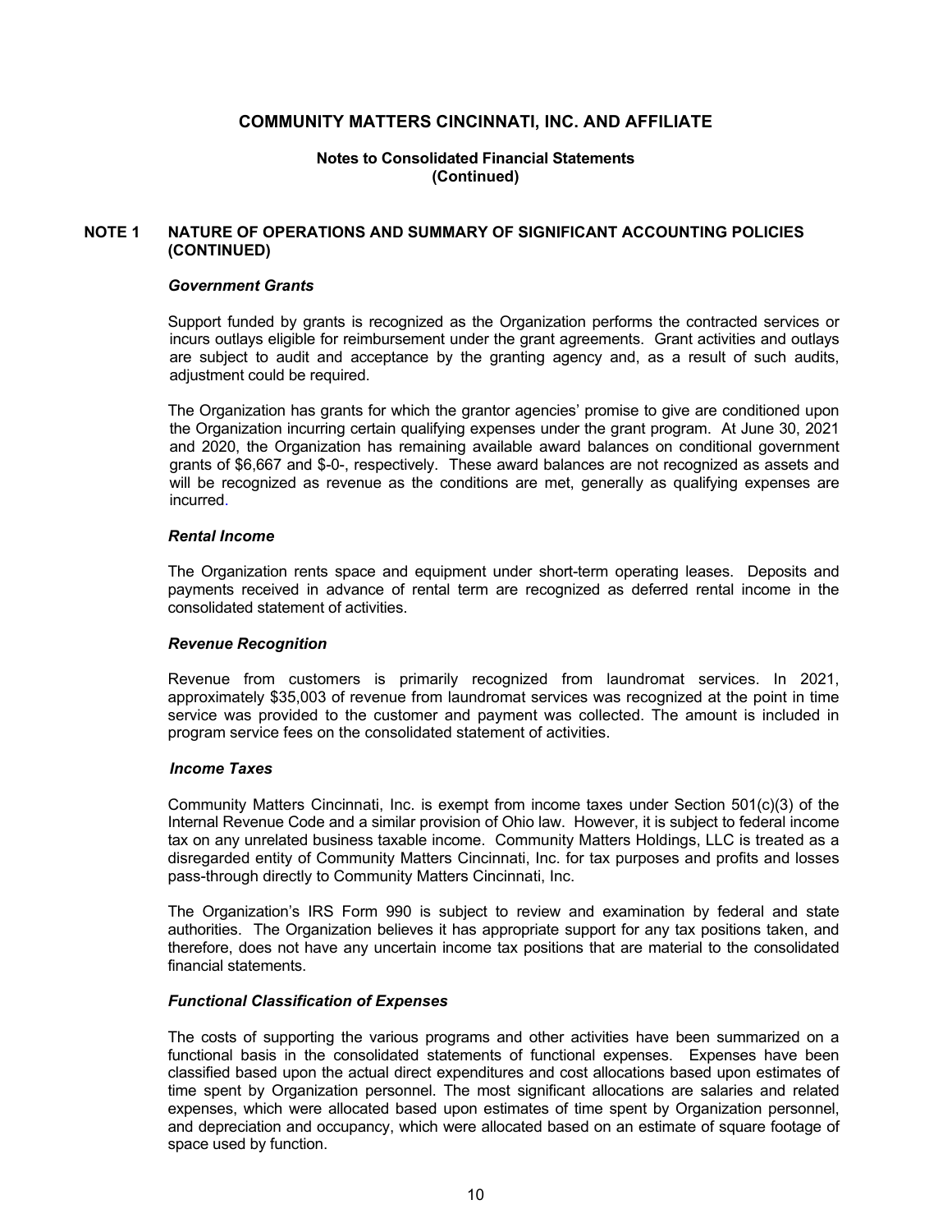# COMMUNITY MATTERS CINCINNATI, INC. AND AFFILIATE

**Notes to Consolidated Financial Statements**
**(Continued)**

## NOTE 1 NATURE OF OPERATIONS AND SUMMARY OF SIGNIFICANT ACCOUNTING POLICIES (CONTINUED)

### *Government Grants*

Support funded by grants is recognized as the Organization performs the contracted services or incurs outlays eligible for reimbursement under the grant agreements. Grant activities and outlays are subject to audit and acceptance by the granting agency and, as a result of such audits, adjustment could be required.

The Organization has grants for which the grantor agencies' promise to give are conditioned upon the Organization incurring certain qualifying expenses under the grant program. At June 30, 2021 and 2020, the Organization has remaining available award balances on conditional government grants of $6,667 and $-0-, respectively. These award balances are not recognized as assets and will be recognized as revenue as the conditions are met, generally as qualifying expenses are incurred.

### *Rental Income*

The Organization rents space and equipment under short-term operating leases. Deposits and payments received in advance of rental term are recognized as deferred rental income in the consolidated statement of activities.

### *Revenue Recognition*

Revenue from customers is primarily recognized from laundromat services. In 2021, approximately $35,003 of revenue from laundromat services was recognized at the point in time service was provided to the customer and payment was collected. The amount is included in program service fees on the consolidated statement of activities.

### *Income Taxes*

Community Matters Cincinnati, Inc. is exempt from income taxes under Section 501(c)(3) of the Internal Revenue Code and a similar provision of Ohio law. However, it is subject to federal income tax on any unrelated business taxable income. Community Matters Holdings, LLC is treated as a disregarded entity of Community Matters Cincinnati, Inc. for tax purposes and profits and losses pass-through directly to Community Matters Cincinnati, Inc.

The Organization's IRS Form 990 is subject to review and examination by federal and state authorities. The Organization believes it has appropriate support for any tax positions taken, and therefore, does not have any uncertain income tax positions that are material to the consolidated financial statements.

### *Functional Classification of Expenses*

The costs of supporting the various programs and other activities have been summarized on a functional basis in the consolidated statements of functional expenses. Expenses have been classified based upon the actual direct expenditures and cost allocations based upon estimates of time spent by Organization personnel. The most significant allocations are salaries and related expenses, which were allocated based upon estimates of time spent by Organization personnel, and depreciation and occupancy, which were allocated based on an estimate of square footage of space used by function.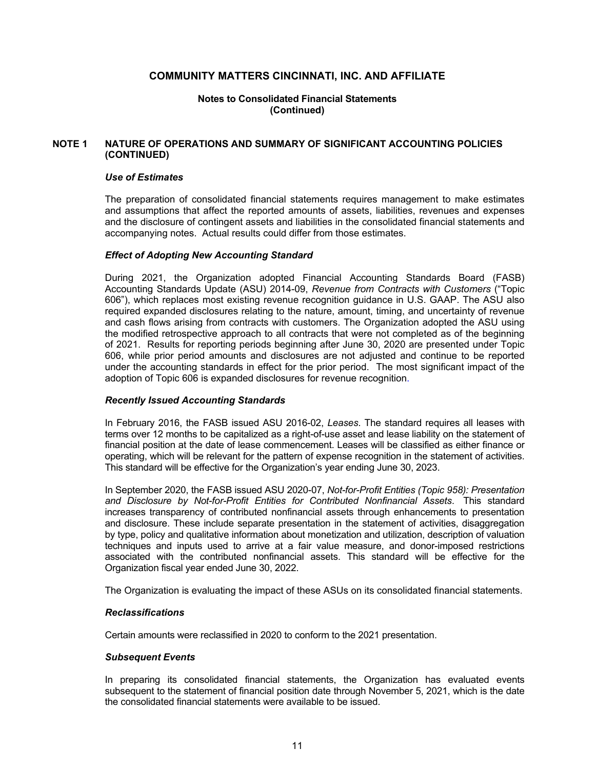# COMMUNITY MATTERS CINCINNATI, INC. AND AFFILIATE

**Notes to Consolidated Financial Statements**
**(Continued)**

## NOTE 1 NATURE OF OPERATIONS AND SUMMARY OF SIGNIFICANT ACCOUNTING POLICIES (CONTINUED)

### *Use of Estimates*

The preparation of consolidated financial statements requires management to make estimates and assumptions that affect the reported amounts of assets, liabilities, revenues and expenses and the disclosure of contingent assets and liabilities in the consolidated financial statements and accompanying notes. Actual results could differ from those estimates.

### *Effect of Adopting New Accounting Standard*

During 2021, the Organization adopted Financial Accounting Standards Board (FASB) Accounting Standards Update (ASU) 2014-09, *Revenue from Contracts with Customers* ("Topic 606"), which replaces most existing revenue recognition guidance in U.S. GAAP. The ASU also required expanded disclosures relating to the nature, amount, timing, and uncertainty of revenue and cash flows arising from contracts with customers. The Organization adopted the ASU using the modified retrospective approach to all contracts that were not completed as of the beginning of 2021. Results for reporting periods beginning after June 30, 2020 are presented under Topic 606, while prior period amounts and disclosures are not adjusted and continue to be reported under the accounting standards in effect for the prior period. The most significant impact of the adoption of Topic 606 is expanded disclosures for revenue recognition.

### *Recently Issued Accounting Standards*

In February 2016, the FASB issued ASU 2016-02, *Leases*. The standard requires all leases with terms over 12 months to be capitalized as a right-of-use asset and lease liability on the statement of financial position at the date of lease commencement. Leases will be classified as either finance or operating, which will be relevant for the pattern of expense recognition in the statement of activities. This standard will be effective for the Organization's year ending June 30, 2023.

In September 2020, the FASB issued ASU 2020-07, *Not-for-Profit Entities (Topic 958): Presentation and Disclosure by Not-for-Profit Entities for Contributed Nonfinancial Assets*. This standard increases transparency of contributed nonfinancial assets through enhancements to presentation and disclosure. These include separate presentation in the statement of activities, disaggregation by type, policy and qualitative information about monetization and utilization, description of valuation techniques and inputs used to arrive at a fair value measure, and donor-imposed restrictions associated with the contributed nonfinancial assets. This standard will be effective for the Organization fiscal year ended June 30, 2022.

The Organization is evaluating the impact of these ASUs on its consolidated financial statements.

### *Reclassifications*

Certain amounts were reclassified in 2020 to conform to the 2021 presentation.

### *Subsequent Events*

In preparing its consolidated financial statements, the Organization has evaluated events subsequent to the statement of financial position date through November 5, 2021, which is the date the consolidated financial statements were available to be issued.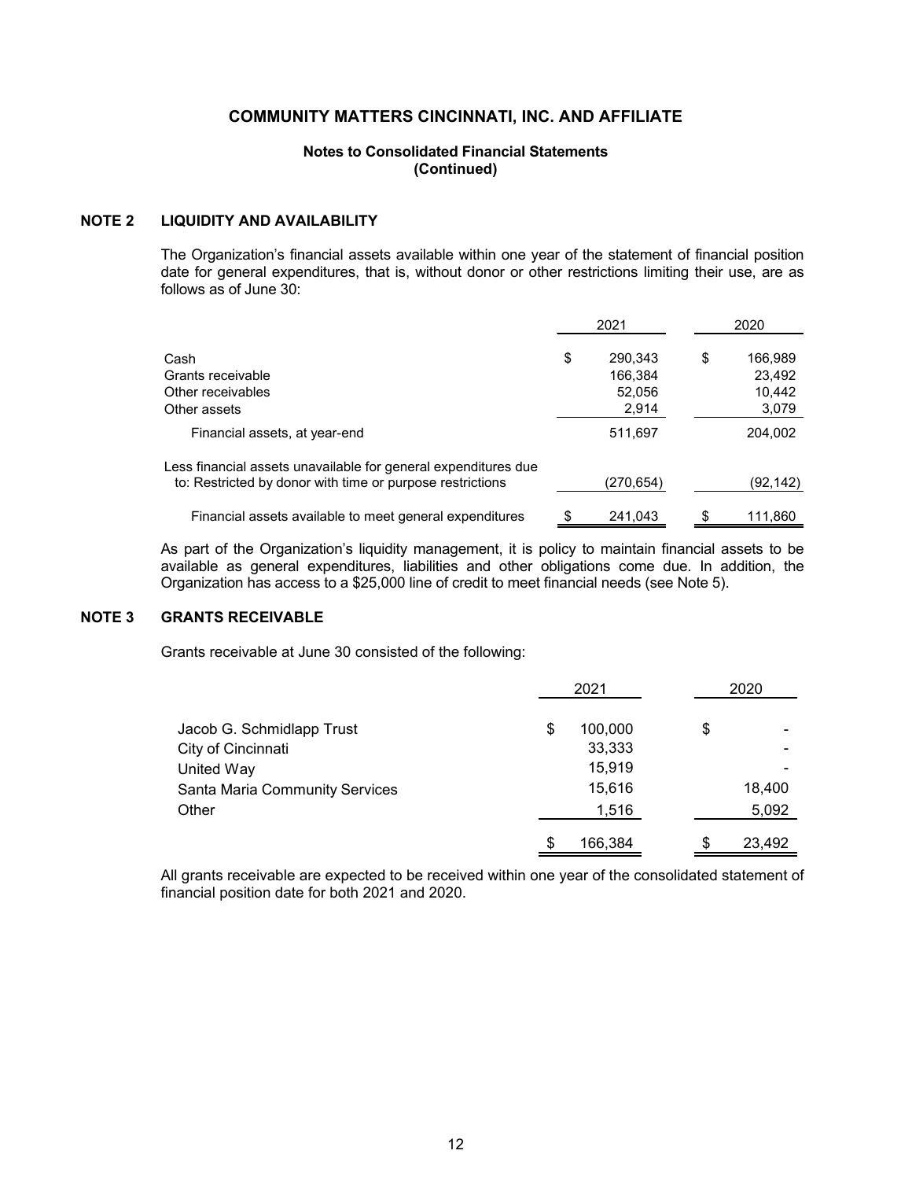**COMMUNITY MATTERS CINCINNATI, INC. AND AFFILIATE**

**Notes to Consolidated Financial Statements (Continued)**

## NOTE 2 LIQUIDITY AND AVAILABILITY

The Organization's financial assets available within one year of the statement of financial position date for general expenditures, that is, without donor or other restrictions limiting their use, are as follows as of June 30:

| | 2021 | 2020 |
|---|---|---|
| Cash | $ 290,343 | $ 166,989 |
| Grants receivable | 166,384 | 23,492 |
| Other receivables | 52,056 | 10,442 |
| Other assets | 2,914 | 3,079 |
| Financial assets, at year-end | 511,697 | 204,002 |
| Less financial assets unavailable for general expenditures due to: Restricted by donor with time or purpose restrictions | (270,654) | (92,142) |
| Financial assets available to meet general expenditures | $ 241,043 | $ 111,860 |

As part of the Organization's liquidity management, it is policy to maintain financial assets to be available as general expenditures, liabilities and other obligations come due. In addition, the Organization has access to a $25,000 line of credit to meet financial needs (see Note 5).

## NOTE 3 GRANTS RECEIVABLE

Grants receivable at June 30 consisted of the following:

| | 2021 | 2020 |
|---|---|---|
| Jacob G. Schmidlapp Trust | $ 100,000 | $ - |
| City of Cincinnati | 33,333 | - |
| United Way | 15,919 | - |
| Santa Maria Community Services | 15,616 | 18,400 |
| Other | 1,516 | 5,092 |
| | $ 166,384 | $ 23,492 |

All grants receivable are expected to be received within one year of the consolidated statement of financial position date for both 2021 and 2020.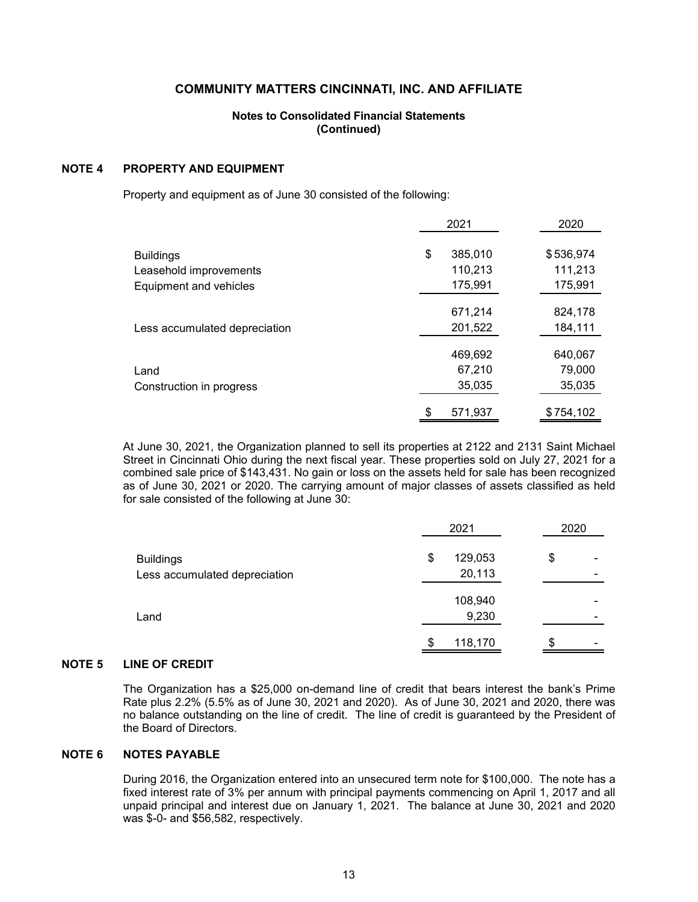## COMMUNITY MATTERS CINCINNATI, INC. AND AFFILIATE

**Notes to Consolidated Financial Statements (Continued)**

### NOTE 4 PROPERTY AND EQUIPMENT

Property and equipment as of June 30 consisted of the following:

| | 2021 | 2020 |
|---|---|---|
| Buildings | $ 385,010 | $ 536,974 |
| Leasehold improvements | 110,213 | 111,213 |
| Equipment and vehicles | 175,991 | 175,991 |
| | 671,214 | 824,178 |
| Less accumulated depreciation | 201,522 | 184,111 |
| | 469,692 | 640,067 |
| Land | 67,210 | 79,000 |
| Construction in progress | 35,035 | 35,035 |
| | $ 571,937 | $ 754,102 |

At June 30, 2021, the Organization planned to sell its properties at 2122 and 2131 Saint Michael Street in Cincinnati Ohio during the next fiscal year. These properties sold on July 27, 2021 for a combined sale price of $143,431. No gain or loss on the assets held for sale has been recognized as of June 30, 2021 or 2020. The carrying amount of major classes of assets classified as held for sale consisted of the following at June 30:

| | 2021 | 2020 |
|---|---|---|
| Buildings | $ 129,053 | $ - |
| Less accumulated depreciation | 20,113 | - |
| | 108,940 | - |
| Land | 9,230 | - |
| | $ 118,170 | $ - |

### NOTE 5 LINE OF CREDIT

The Organization has a $25,000 on-demand line of credit that bears interest the bank's Prime Rate plus 2.2% (5.5% as of June 30, 2021 and 2020). As of June 30, 2021 and 2020, there was no balance outstanding on the line of credit. The line of credit is guaranteed by the President of the Board of Directors.

### NOTE 6 NOTES PAYABLE

During 2016, the Organization entered into an unsecured term note for $100,000. The note has a fixed interest rate of 3% per annum with principal payments commencing on April 1, 2017 and all unpaid principal and interest due on January 1, 2021. The balance at June 30, 2021 and 2020 was $-0- and $56,582, respectively.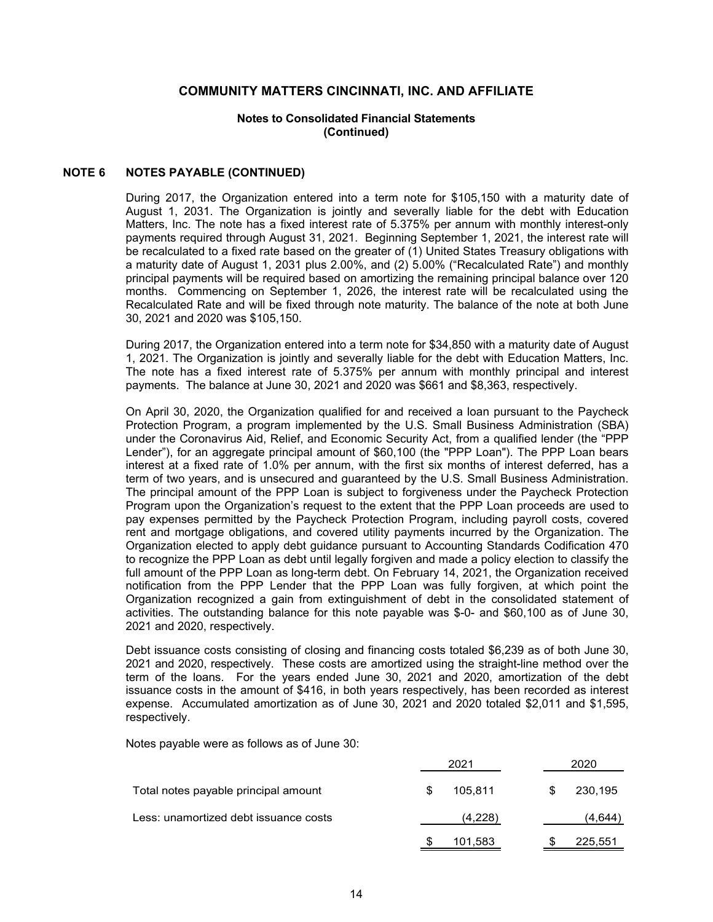# COMMUNITY MATTERS CINCINNATI, INC. AND AFFILIATE

**Notes to Consolidated Financial Statements**
**(Continued)**

## NOTE 6 NOTES PAYABLE (CONTINUED)

During 2017, the Organization entered into a term note for $105,150 with a maturity date of August 1, 2031. The Organization is jointly and severally liable for the debt with Education Matters, Inc. The note has a fixed interest rate of 5.375% per annum with monthly interest-only payments required through August 31, 2021. Beginning September 1, 2021, the interest rate will be recalculated to a fixed rate based on the greater of (1) United States Treasury obligations with a maturity date of August 1, 2031 plus 2.00%, and (2) 5.00% ("Recalculated Rate") and monthly principal payments will be required based on amortizing the remaining principal balance over 120 months. Commencing on September 1, 2026, the interest rate will be recalculated using the Recalculated Rate and will be fixed through note maturity. The balance of the note at both June 30, 2021 and 2020 was $105,150.

During 2017, the Organization entered into a term note for $34,850 with a maturity date of August 1, 2021. The Organization is jointly and severally liable for the debt with Education Matters, Inc. The note has a fixed interest rate of 5.375% per annum with monthly principal and interest payments. The balance at June 30, 2021 and 2020 was $661 and $8,363, respectively.

On April 30, 2020, the Organization qualified for and received a loan pursuant to the Paycheck Protection Program, a program implemented by the U.S. Small Business Administration (SBA) under the Coronavirus Aid, Relief, and Economic Security Act, from a qualified lender (the "PPP Lender"), for an aggregate principal amount of $60,100 (the "PPP Loan"). The PPP Loan bears interest at a fixed rate of 1.0% per annum, with the first six months of interest deferred, has a term of two years, and is unsecured and guaranteed by the U.S. Small Business Administration. The principal amount of the PPP Loan is subject to forgiveness under the Paycheck Protection Program upon the Organization's request to the extent that the PPP Loan proceeds are used to pay expenses permitted by the Paycheck Protection Program, including payroll costs, covered rent and mortgage obligations, and covered utility payments incurred by the Organization. The Organization elected to apply debt guidance pursuant to Accounting Standards Codification 470 to recognize the PPP Loan as debt until legally forgiven and made a policy election to classify the full amount of the PPP Loan as long-term debt. On February 14, 2021, the Organization received notification from the PPP Lender that the PPP Loan was fully forgiven, at which point the Organization recognized a gain from extinguishment of debt in the consolidated statement of activities. The outstanding balance for this note payable was $-0- and $60,100 as of June 30, 2021 and 2020, respectively.

Debt issuance costs consisting of closing and financing costs totaled $6,239 as of both June 30, 2021 and 2020, respectively. These costs are amortized using the straight-line method over the term of the loans. For the years ended June 30, 2021 and 2020, amortization of the debt issuance costs in the amount of $416, in both years respectively, has been recorded as interest expense. Accumulated amortization as of June 30, 2021 and 2020 totaled $2,011 and $1,595, respectively.

Notes payable were as follows as of June 30:

| | 2021 | 2020 |
|---|---|---|
| Total notes payable principal amount | $ 105,811 | $ 230,195 |
| Less: unamortized debt issuance costs | (4,228) | (4,644) |
| | $ 101,583 | $ 225,551 |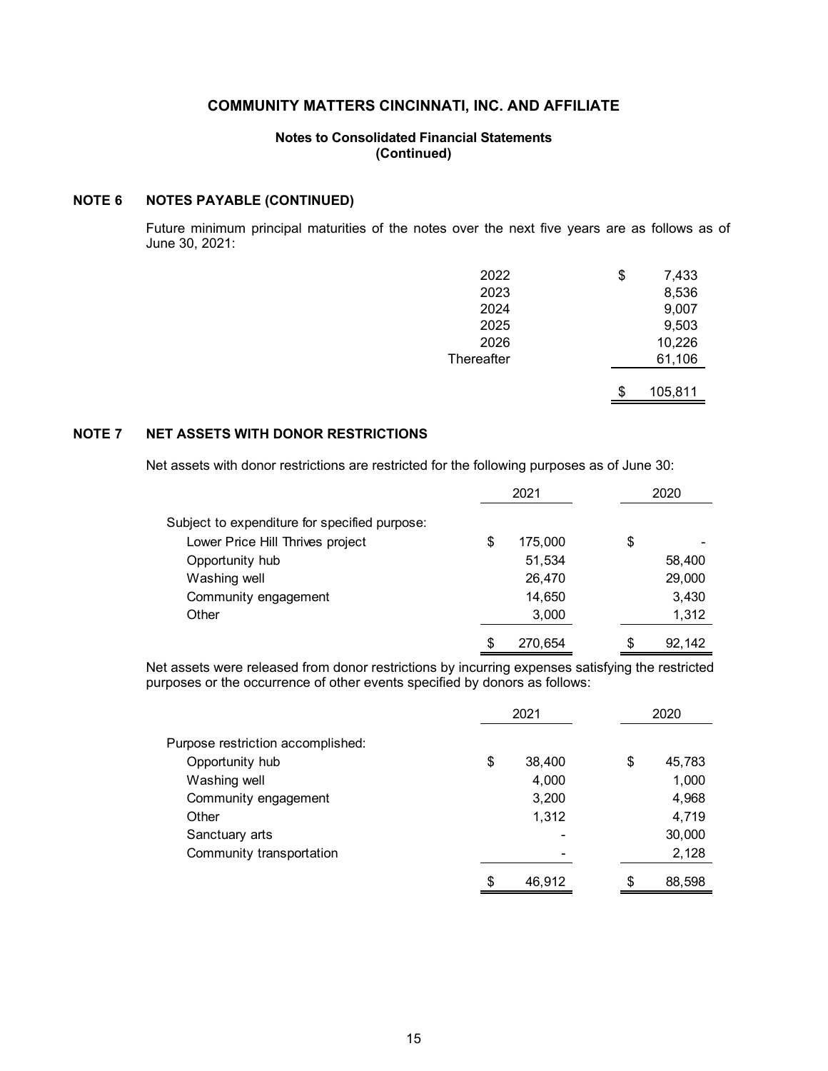**COMMUNITY MATTERS CINCINNATI, INC. AND AFFILIATE**

**Notes to Consolidated Financial Statements (Continued)**

## NOTE 6 NOTES PAYABLE (CONTINUED)

Future minimum principal maturities of the notes over the next five years are as follows as of June 30, 2021:

| | |
|---|---|
| 2022 | $ 7,433 |
| 2023 | 8,536 |
| 2024 | 9,007 |
| 2025 | 9,503 |
| 2026 | 10,226 |
| Thereafter | 61,106 |
| | $ 105,811 |

## NOTE 7 NET ASSETS WITH DONOR RESTRICTIONS

Net assets with donor restrictions are restricted for the following purposes as of June 30:

| | 2021 | 2020 |
|---|---|---|
| Subject to expenditure for specified purpose: | | |
| Lower Price Hill Thrives project | $ 175,000 | $ - |
| Opportunity hub | 51,534 | 58,400 |
| Washing well | 26,470 | 29,000 |
| Community engagement | 14,650 | 3,430 |
| Other | 3,000 | 1,312 |
| | $ 270,654 | $ 92,142 |

Net assets were released from donor restrictions by incurring expenses satisfying the restricted purposes or the occurrence of other events specified by donors as follows:

| | 2021 | 2020 |
|---|---|---|
| Purpose restriction accomplished: | | |
| Opportunity hub | $ 38,400 | $ 45,783 |
| Washing well | 4,000 | 1,000 |
| Community engagement | 3,200 | 4,968 |
| Other | 1,312 | 4,719 |
| Sanctuary arts | - | 30,000 |
| Community transportation | - | 2,128 |
| | $ 46,912 | $ 88,598 |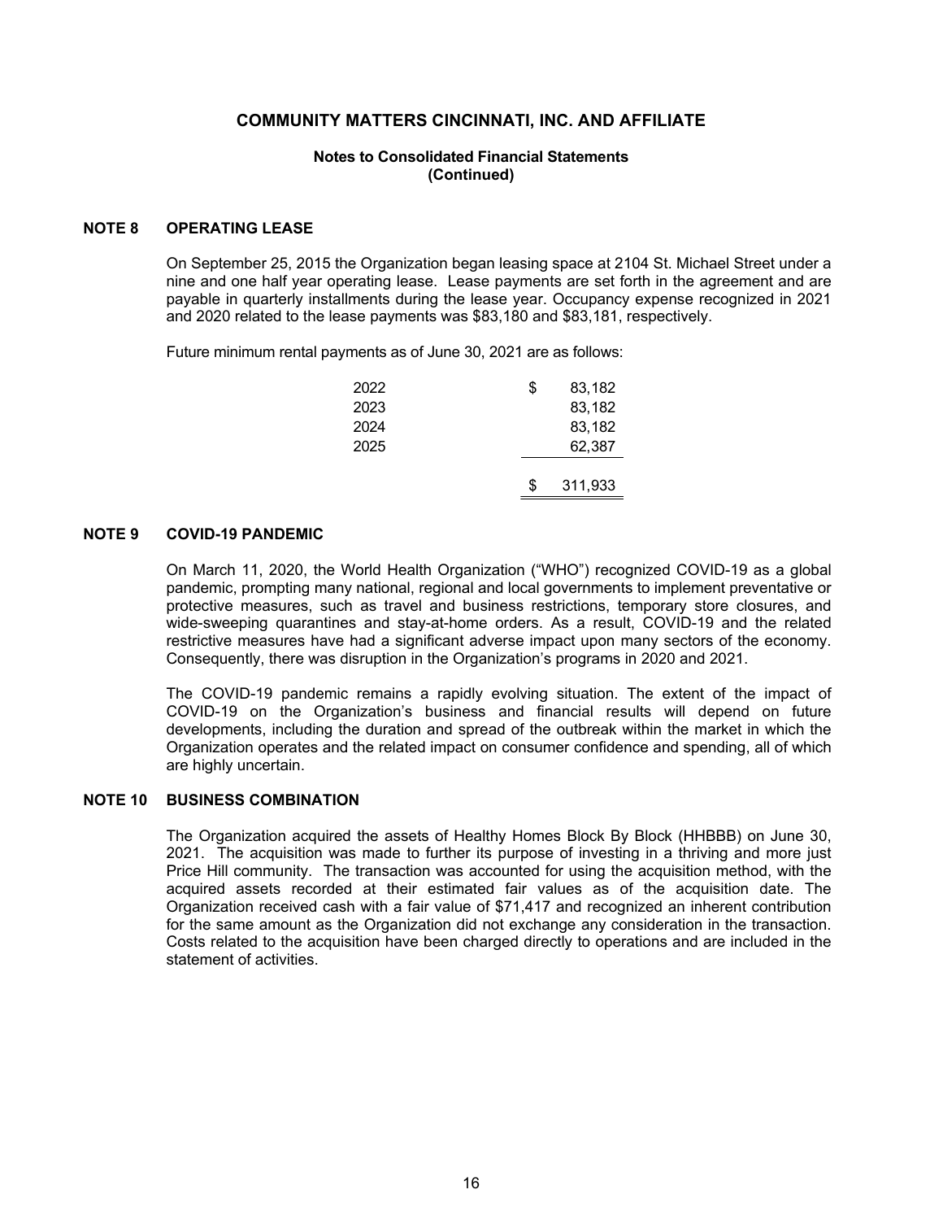# COMMUNITY MATTERS CINCINNATI, INC. AND AFFILIATE

**Notes to Consolidated Financial Statements**
**(Continued)**

## NOTE 8 OPERATING LEASE

On September 25, 2015 the Organization began leasing space at 2104 St. Michael Street under a nine and one half year operating lease. Lease payments are set forth in the agreement and are payable in quarterly installments during the lease year. Occupancy expense recognized in 2021 and 2020 related to the lease payments was $83,180 and $83,181, respectively.

Future minimum rental payments as of June 30, 2021 are as follows:

| Year | Amount |
|---|---|
| 2022 | $ 83,182 |
| 2023 | 83,182 |
| 2024 | 83,182 |
| 2025 | 62,387 |
| | $ 311,933 |

## NOTE 9 COVID-19 PANDEMIC

On March 11, 2020, the World Health Organization ("WHO") recognized COVID-19 as a global pandemic, prompting many national, regional and local governments to implement preventative or protective measures, such as travel and business restrictions, temporary store closures, and wide-sweeping quarantines and stay-at-home orders. As a result, COVID-19 and the related restrictive measures have had a significant adverse impact upon many sectors of the economy. Consequently, there was disruption in the Organization's programs in 2020 and 2021.

The COVID-19 pandemic remains a rapidly evolving situation. The extent of the impact of COVID-19 on the Organization's business and financial results will depend on future developments, including the duration and spread of the outbreak within the market in which the Organization operates and the related impact on consumer confidence and spending, all of which are highly uncertain.

## NOTE 10 BUSINESS COMBINATION

The Organization acquired the assets of Healthy Homes Block By Block (HHBBB) on June 30, 2021. The acquisition was made to further its purpose of investing in a thriving and more just Price Hill community. The transaction was accounted for using the acquisition method, with the acquired assets recorded at their estimated fair values as of the acquisition date. The Organization received cash with a fair value of $71,417 and recognized an inherent contribution for the same amount as the Organization did not exchange any consideration in the transaction. Costs related to the acquisition have been charged directly to operations and are included in the statement of activities.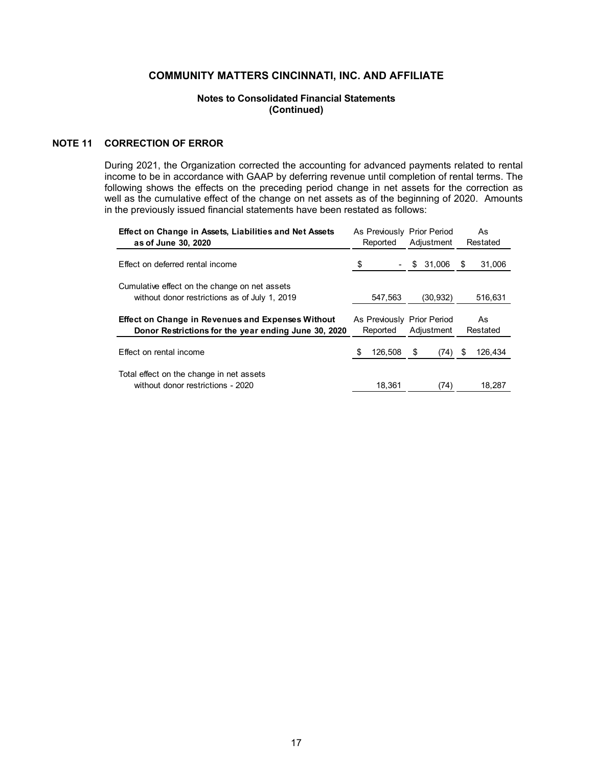# COMMUNITY MATTERS CINCINNATI, INC. AND AFFILIATE

**Notes to Consolidated Financial Statements (Continued)**

## NOTE 11 CORRECTION OF ERROR

During 2021, the Organization corrected the accounting for advanced payments related to rental income to be in accordance with GAAP by deferring revenue until completion of rental terms. The following shows the effects on the preceding period change in net assets for the correction as well as the cumulative effect of the change on net assets as of the beginning of 2020. Amounts in the previously issued financial statements have been restated as follows:

| **Effect on Change in Assets, Liabilities and Net Assets as of June 30, 2020** | As Previously Reported | Prior Period Adjustment | As Restated |
|---|---|---|---|
| Effect on deferred rental income | $ - | $ 31,006 | $ 31,006 |
| Cumulative effect on the change on net assets without donor restrictions as of July 1, 2019 | 547,563 | (30,932) | 516,631 |
| **Effect on Change in Revenues and Expenses Without Donor Restrictions for the year ending June 30, 2020** | **As Previously Reported** | **Prior Period Adjustment** | **As Restated** |
| Effect on rental income | $ 126,508 | $ (74) | $ 126,434 |
| Total effect on the change in net assets without donor restrictions - 2020 | 18,361 | (74) | 18,287 |